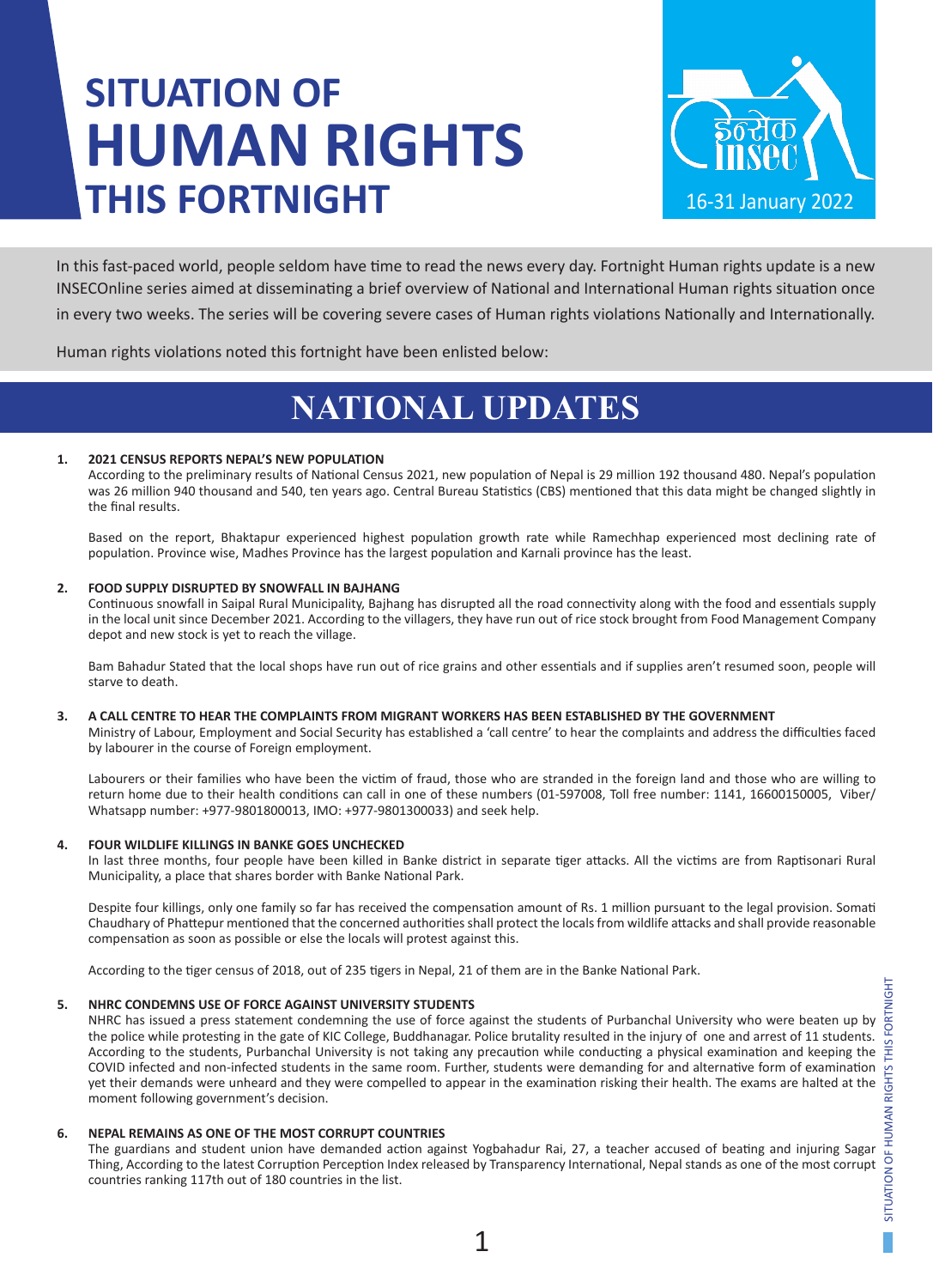# SITUATION OF HUMAN RIGHTS THIS FORTNIGHT

इन्सेक INSEC

16-31 January 2022

In this fast-paced world, people seldom have time to read the news every day. Fortnight Human rights update is a new INSECOnline series aimed at disseminating a brief overview of National and International Human rights situation once in every two weeks. The series will be covering severe cases of Human rights violations Nationally and Internationally.

Human rights violations noted this fortnight have been enlisted below:

## NATIONAL UPDATES

### 1. 2021 CENSUS REPORTS NEPAL'S NEW POPULATION

According to the preliminary results of National Census 2021, new population of Nepal is 29 million 192 thousand 480. Nepal's population was 26 million 940 thousand and 540, ten years ago. Central Bureau Statistics (CBS) mentioned that this data might be changed slightly in the final results.

Based on the report, Bhaktapur experienced highest population growth rate while Ramechhap experienced most declining rate of population. Province wise, Madhes Province has the largest population and Karnali province has the least.

### 2. FOOD SUPPLY DISRUPTED BY SNOWFALL IN BAJHANG

Continuous snowfall in Saipal Rural Municipality, Bajhang has disrupted all the road connectivity along with the food and essentials supply in the local unit since December 2021. According to the villagers, they have run out of rice stock brought from Food Management Company depot and new stock is yet to reach the village.

Bam Bahadur Stated that the local shops have run out of rice grains and other essentials and if supplies aren't resumed soon, people will starve to death.

### 3. A CALL CENTRE TO HEAR THE COMPLAINTS FROM MIGRANT WORKERS HAS BEEN ESTABLISHED BY THE GOVERNMENT

Ministry of Labour, Employment and Social Security has established a 'call centre' to hear the complaints and address the difficulties faced by labourer in the course of Foreign employment.

Labourers or their families who have been the victim of fraud, those who are stranded in the foreign land and those who are willing to return home due to their health conditions can call in one of these numbers (01-597008, Toll free number: 1141, 16600150005, Viber/ Whatsapp number: +977-9801800013, IMO: +977-9801300033) and seek help.

### 4. FOUR WILDLIFE KILLINGS IN BANKE GOES UNCHECKED

In last three months, four people have been killed in Banke district in separate tiger attacks. All the victims are from Raptisonari Rural Municipality, a place that shares border with Banke National Park.

Despite four killings, only one family so far has received the compensation amount of Rs. 1 million pursuant to the legal provision. Somati Chaudhary of Phattepur mentioned that the concerned authorities shall protect the locals from wildlife attacks and shall provide reasonable compensation as soon as possible or else the locals will protest against this.

According to the tiger census of 2018, out of 235 tigers in Nepal, 21 of them are in the Banke National Park.

### 5. NHRC CONDEMNS USE OF FORCE AGAINST UNIVERSITY STUDENTS

NHRC has issued a press statement condemning the use of force against the students of Purbanchal University who were beaten up by the police while protesting in the gate of KIC College, Buddhanagar. Police brutality resulted in the injury of one and arrest of 11 students. According to the students, Purbanchal University is not taking any precaution while conducting a physical examination and keeping the COVID infected and non-infected students in the same room. Further, students were demanding for and alternative form of examination yet their demands were unheard and they were compelled to appear in the examination risking their health. The exams are halted at the moment following government's decision.

### 6. NEPAL REMAINS AS ONE OF THE MOST CORRUPT COUNTRIES

The guardians and student union have demanded action against Yogbahadur Rai, 27, a teacher accused of beating and injuring Sagar Thing, According to the latest Corruption Perception Index released by Transparency International, Nepal stands as one of the most corrupt countries ranking 117th out of 180 countries in the list.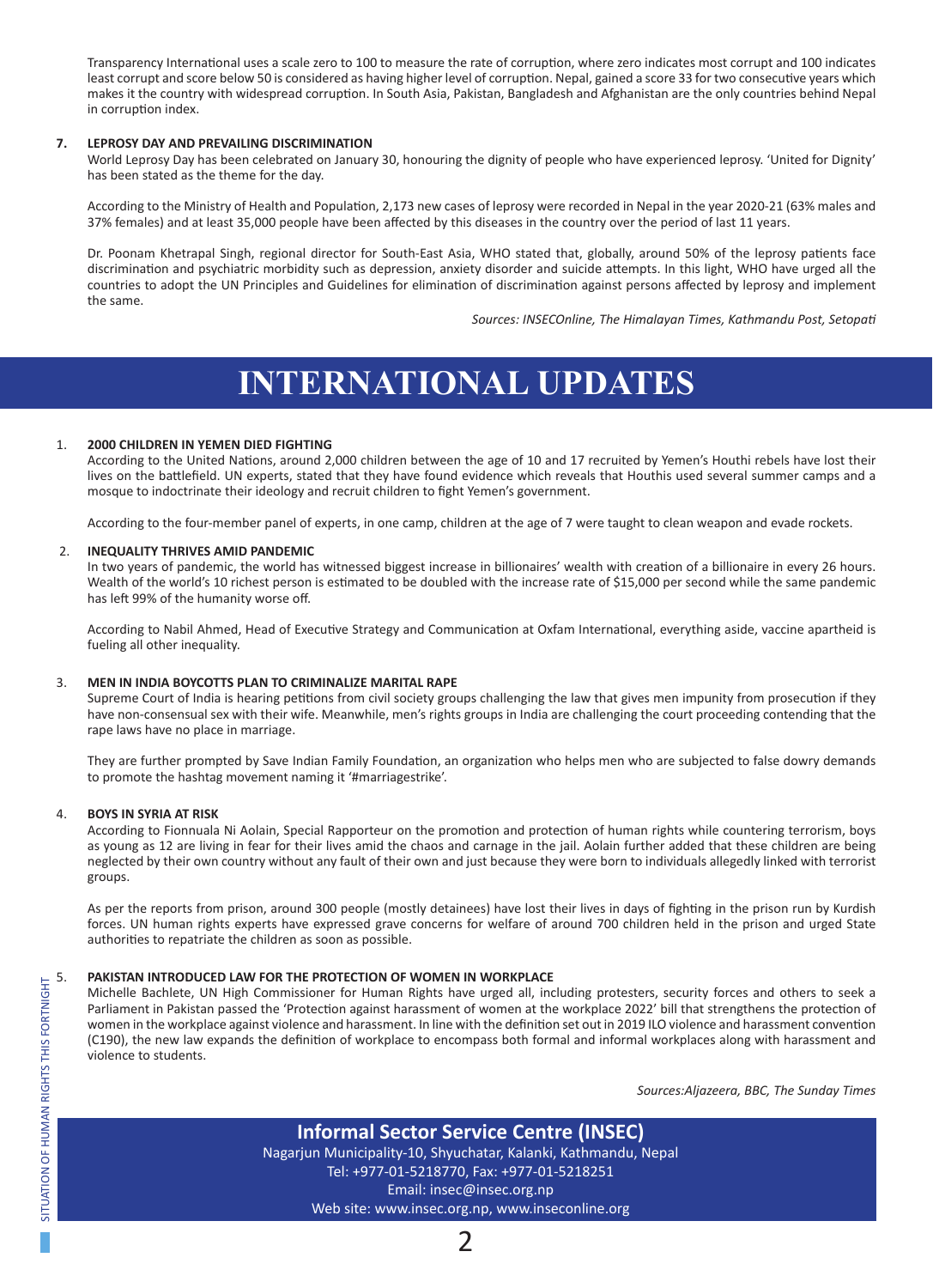Transparency International uses a scale zero to 100 to measure the rate of corruption, where zero indicates most corrupt and 100 indicates least corrupt and score below 50 is considered as having higher level of corruption. Nepal, gained a score 33 for two consecutive years which makes it the country with widespread corruption. In South Asia, Pakistan, Bangladesh and Afghanistan are the only countries behind Nepal in corruption index.

**7. LEPROSY DAY AND PREVAILING DISCRIMINATION**

World Leprosy Day has been celebrated on January 30, honouring the dignity of people who have experienced leprosy. 'United for Dignity' has been stated as the theme for the day.

According to the Ministry of Health and Population, 2,173 new cases of leprosy were recorded in Nepal in the year 2020-21 (63% males and 37% females) and at least 35,000 people have been affected by this diseases in the country over the period of last 11 years.

Dr. Poonam Khetrapal Singh, regional director for South-East Asia, WHO stated that, globally, around 50% of the leprosy patients face discrimination and psychiatric morbidity such as depression, anxiety disorder and suicide attempts. In this light, WHO have urged all the countries to adopt the UN Principles and Guidelines for elimination of discrimination against persons affected by leprosy and implement the same.

*Sources: INSECOnline, The Himalayan Times, Kathmandu Post, Setopati*

# INTERNATIONAL UPDATES

**1. 2000 CHILDREN IN YEMEN DIED FIGHTING**

According to the United Nations, around 2,000 children between the age of 10 and 17 recruited by Yemen's Houthi rebels have lost their lives on the battlefield. UN experts, stated that they have found evidence which reveals that Houthis used several summer camps and a mosque to indoctrinate their ideology and recruit children to fight Yemen's government.

According to the four-member panel of experts, in one camp, children at the age of 7 were taught to clean weapon and evade rockets.

**2. INEQUALITY THRIVES AMID PANDEMIC**

In two years of pandemic, the world has witnessed biggest increase in billionaires' wealth with creation of a billionaire in every 26 hours. Wealth of the world's 10 richest person is estimated to be doubled with the increase rate of $15,000 per second while the same pandemic has left 99% of the humanity worse off.

According to Nabil Ahmed, Head of Executive Strategy and Communication at Oxfam International, everything aside, vaccine apartheid is fueling all other inequality.

**3. MEN IN INDIA BOYCOTTS PLAN TO CRIMINALIZE MARITAL RAPE**

Supreme Court of India is hearing petitions from civil society groups challenging the law that gives men impunity from prosecution if they have non-consensual sex with their wife. Meanwhile, men's rights groups in India are challenging the court proceeding contending that the rape laws have no place in marriage.

They are further prompted by Save Indian Family Foundation, an organization who helps men who are subjected to false dowry demands to promote the hashtag movement naming it '#marriagestrike'.

**4. BOYS IN SYRIA AT RISK**

According to Fionnuala Ni Aolain, Special Rapporteur on the promotion and protection of human rights while countering terrorism, boys as young as 12 are living in fear for their lives amid the chaos and carnage in the jail. Aolain further added that these children are being neglected by their own country without any fault of their own and just because they were born to individuals allegedly linked with terrorist groups.

As per the reports from prison, around 300 people (mostly detainees) have lost their lives in days of fighting in the prison run by Kurdish forces. UN human rights experts have expressed grave concerns for welfare of around 700 children held in the prison and urged State authorities to repatriate the children as soon as possible.

**5. PAKISTAN INTRODUCED LAW FOR THE PROTECTION OF WOMEN IN WORKPLACE**

Michelle Bachlete, UN High Commissioner for Human Rights have urged all, including protesters, security forces and others to seek a Parliament in Pakistan passed the 'Protection against harassment of women at the workplace 2022' bill that strengthens the protection of women in the workplace against violence and harassment. In line with the definition set out in 2019 ILO violence and harassment convention (C190), the new law expands the definition of workplace to encompass both formal and informal workplaces along with harassment and violence to students.

*Sources:Aljazeera, BBC, The Sunday Times*

**Informal Sector Service Centre (INSEC)**

Nagarjun Municipality-10, Shyuchatar, Kalanki, Kathmandu, Nepal

Tel: +977-01-5218770, Fax: +977-01-5218251

Email: insec@insec.org.np

Web site: www.insec.org.np, www.inseconline.org